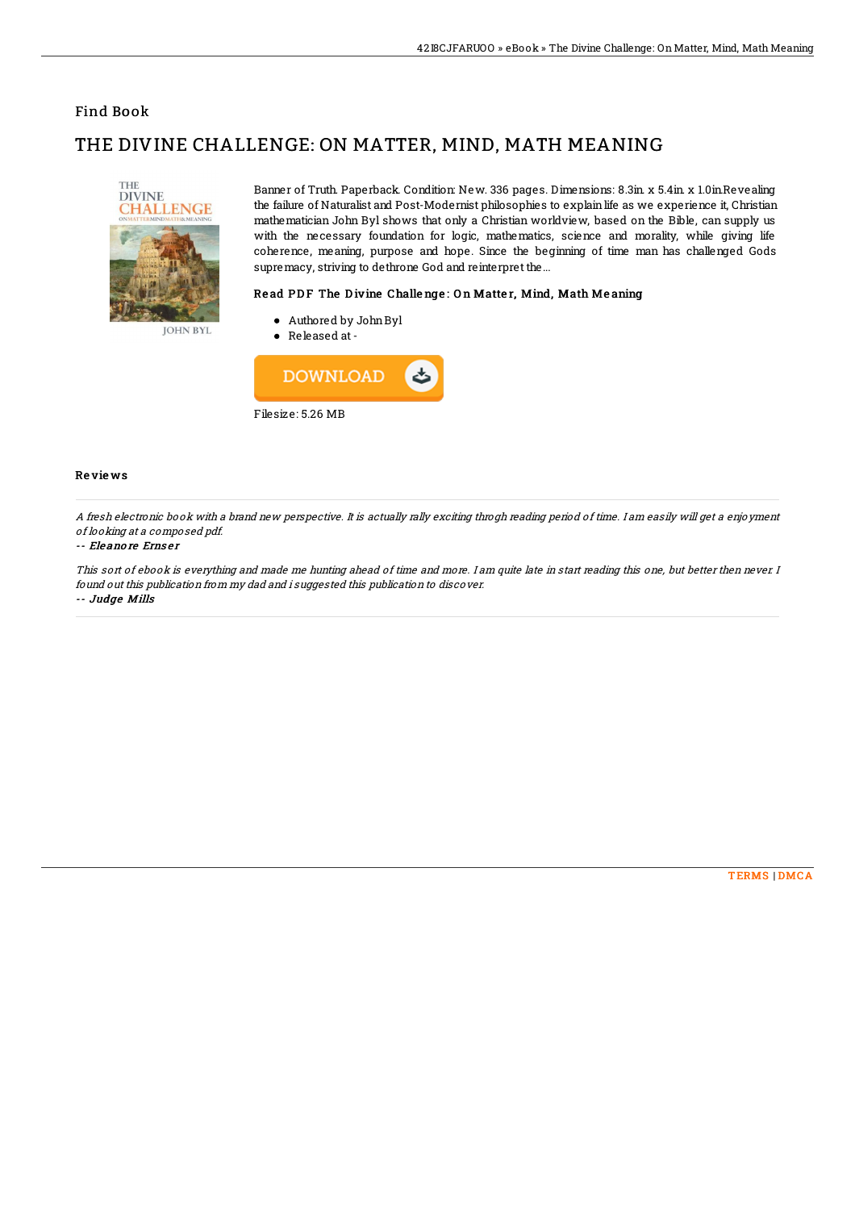Find Book

# THE DIVINE CHALLENGE: ON MATTER, MIND, MATH MEANING

Banner of Truth. Paperback. Condition: New. 336 pages. Dimensions: 8.3in. x 5.4in. x 1.0in.Revealing the failure of Naturalist and Post-Modernist philosophies to explain life as we experience it, Christian mathematician John Byl shows that only a Christian worldview, based on the Bible, can supply us with the necessary foundation for logic, mathematics, science and morality, while giving life coherence, meaning, purpose and hope. Since the beginning of time man has challenged Gods supremacy, striving to dethrone God and reinterpret the...

### Read PDF The Divine Challenge: On Matter, Mind, Math Meaning

- Authored by John Byl
- Released at -

DOWNLOAD

Filesize: 5.26 MB

### Reviews

*A fresh electronic book with a brand new perspective. It is actually rally exciting throgh reading period of time. I am easily will get a enjoyment of looking at a composed pdf.*

-- ***Eleanore Ernser***

*This sort of ebook is everything and made me hunting ahead of time and more. I am quite late in start reading this one, but better then never. I found out this publication from my dad and i suggested this publication to discover.*

-- ***Judge Mills***

TERMS | DMCA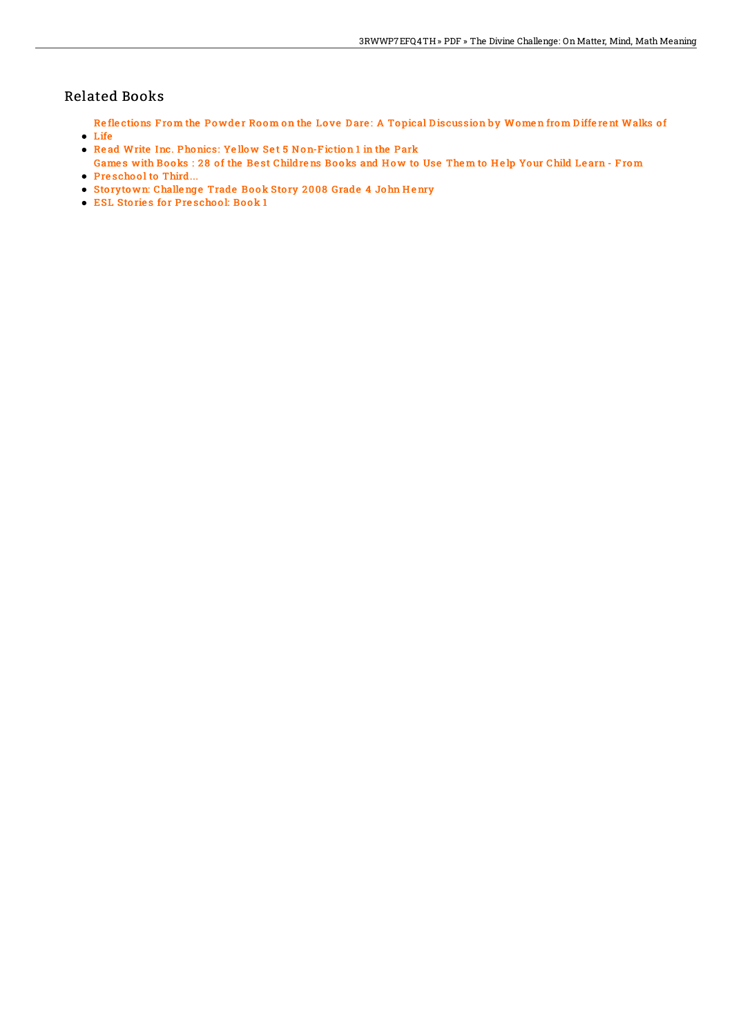## Related Books

- Reflections From the Powder Room on the Love Dare: A Topical Discussion by Women from Different Walks of Life
- Read Write Inc. Phonics: Yellow Set 5 Non-Fiction 1 in the Park
- Games with Books : 28 of the Best Childrens Books and How to Use Them to Help Your Child Learn - From Preschool to Third...
- Storytown: Challenge Trade Book Story 2008 Grade 4 John Henry
- ESL Stories for Preschool: Book 1